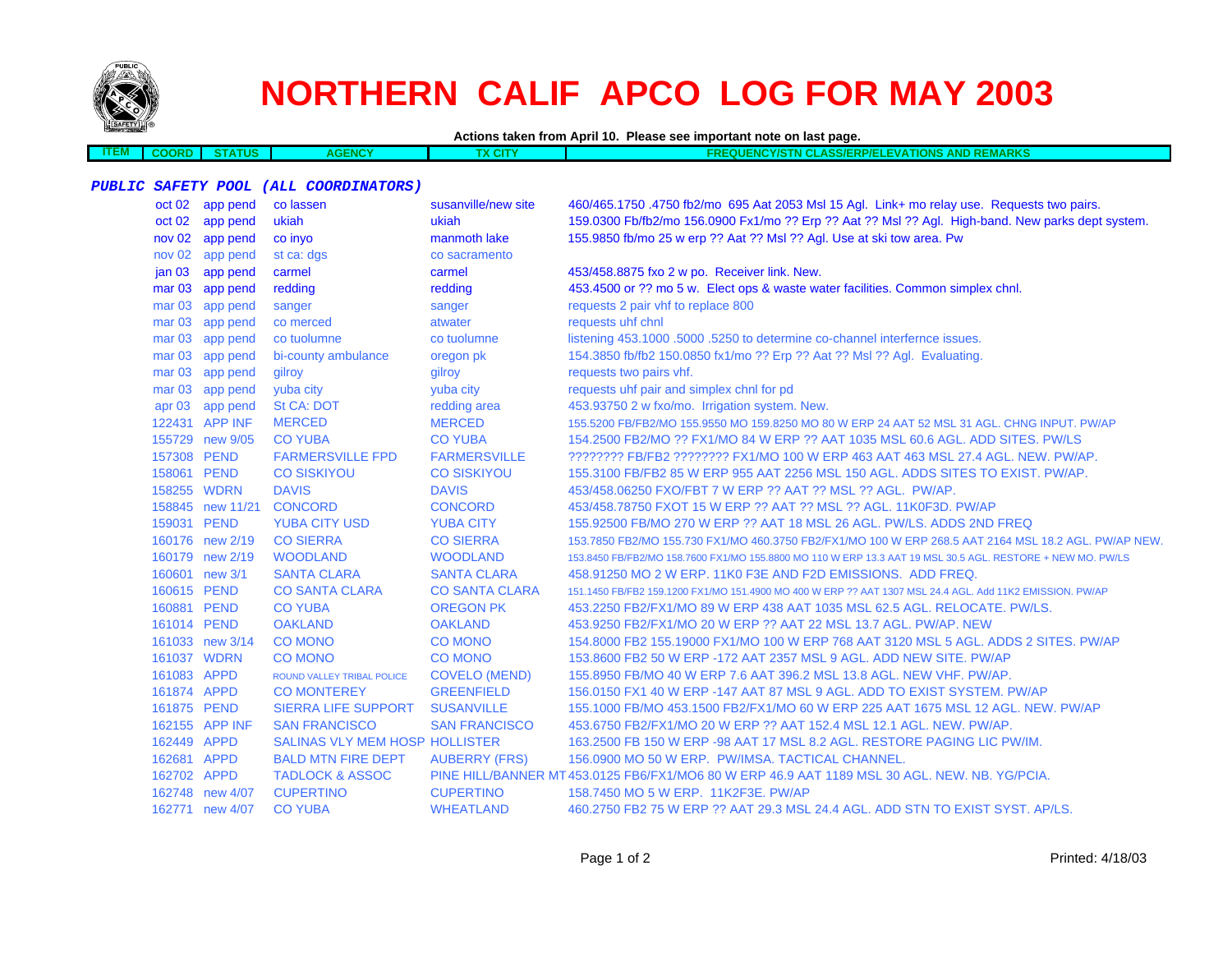# NORTHERN CALIF APCO LOG FOR MAY 2003

**Actions taken from April 10. Please see important note on last page.**

| ITEM | COORD | STATUS | AGENCY | TX CITY | FREQUENCY/STN CLASS/ERP/ELEVATIONS AND REMARKS |
|---|---|---|---|---|---|
| ***PUBLIC SAFETY POOL (ALL COORDINATORS)*** | | | | | |
| | oct 02 | app pend | co lassen | susanville/new site | 460/465.1750 .4750 fb2/mo 695 Aat 2053 Msl 15 Agl. Link+ mo relay use. Requests two pairs. |
| | oct 02 | app pend | ukiah | ukiah | 159.0300 Fb/fb2/mo 156.0900 Fx1/mo ?? Erp ?? Aat ?? Msl ?? Agl. High-band. New parks dept system. |
| | nov 02 | app pend | co inyo | manmoth lake | 155.9850 fb/mo 25 w erp ?? Aat ?? Msl ?? Agl. Use at ski tow area. Pw |
| | nov 02 | app pend | st ca: dgs | co sacramento | |
| | jan 03 | app pend | carmel | carmel | 453/458.8875 fxo 2 w po. Receiver link. New. |
| | mar 03 | app pend | redding | redding | 453.4500 or ?? mo 5 w. Elect ops & waste water facilities. Common simplex chnl. |
| | mar 03 | app pend | sanger | sanger | requests 2 pair vhf to replace 800 |
| | mar 03 | app pend | co merced | atwater | requests uhf chnl |
| | mar 03 | app pend | co tuolumne | co tuolumne | listening 453.1000 .5000 .5250 to determine co-channel interfernce issues. |
| | mar 03 | app pend | bi-county ambulance | oregon pk | 154.3850 fb/fb2 150.0850 fx1/mo ?? Erp ?? Aat ?? Msl ?? Agl. Evaluating. |
| | mar 03 | app pend | gilroy | gilroy | requests two pairs vhf. |
| | mar 03 | app pend | yuba city | yuba city | requests uhf pair and simplex chnl for pd |
| | apr 03 | app pend | St CA: DOT | redding area | 453.93750 2 w fxo/mo. Irrigation system. New. |
| | 122431 | APP INF | MERCED | MERCED | 155.5200 FB/FB2/MO 155.9550 MO 159.8250 MO 80 W ERP 24 AAT 52 MSL 31 AGL. CHNG INPUT. PW/AP |
| | 155729 | new 9/05 | CO YUBA | CO YUBA | 154.2500 FB2/MO ?? FX1/MO 84 W ERP ?? AAT 1035 MSL 60.6 AGL. ADD SITES. PW/LS |
| | 157308 | PEND | FARMERSVILLE FPD | FARMERSVILLE | ???????? FB/FB2 ???????? FX1/MO 100 W ERP 463 AAT 463 MSL 27.4 AGL. NEW. PW/AP. |
| | 158061 | PEND | CO SISKIYOU | CO SISKIYOU | 155.3100 FB/FB2 85 W ERP 955 AAT 2256 MSL 150 AGL. ADDS SITES TO EXIST. PW/AP. |
| | 158255 | WDRN | DAVIS | DAVIS | 453/458.06250 FXO/FBT 7 W ERP ?? AAT ?? MSL ?? AGL. PW/AP. |
| | 158845 | new 11/21 | CONCORD | CONCORD | 453/458.78750 FXOT 15 W ERP ?? AAT ?? MSL ?? AGL. 11K0F3D. PW/AP |
| | 159031 | PEND | YUBA CITY USD | YUBA CITY | 155.92500 FB/MO 270 W ERP ?? AAT 18 MSL 26 AGL. PW/LS. ADDS 2ND FREQ |
| | 160176 | new 2/19 | CO SIERRA | CO SIERRA | 153.7850 FB2/MO 155.730 FX1/MO 460.3750 FB2/FX1/MO 100 W ERP 268.5 AAT 2164 MSL 18.2 AGL. PW/AP NEW. |
| | 160179 | new 2/19 | WOODLAND | WOODLAND | 153.8450 FB/FB2/MO 158.7600 FX1/MO 155.8800 MO 110 W ERP 13.3 AAT 19 MSL 30.5 AGL. RESTORE + NEW MO. PW/LS |
| | 160601 | new 3/1 | SANTA CLARA | SANTA CLARA | 458.91250 MO 2 W ERP. 11K0 F3E AND F2D EMISSIONS. ADD FREQ. |
| | 160615 | PEND | CO SANTA CLARA | CO SANTA CLARA | 151.1450 FB/FB2 159.1200 FX1/MO 151.4900 MO 400 W ERP ?? AAT 1307 MSL 24.4 AGL. Add 11K2 EMISSION. PW/AP |
| | 160881 | PEND | CO YUBA | OREGON PK | 453.2250 FB2/FX1/MO 89 W ERP 438 AAT 1035 MSL 62.5 AGL. RELOCATE. PW/LS. |
| | 161014 | PEND | OAKLAND | OAKLAND | 453.9250 FB2/FX1/MO 20 W ERP ?? AAT 22 MSL 13.7 AGL. PW/AP. NEW |
| | 161033 | new 3/14 | CO MONO | CO MONO | 154.8000 FB2 155.19000 FX1/MO 100 W ERP 768 AAT 3120 MSL 5 AGL. ADDS 2 SITES. PW/AP |
| | 161037 | WDRN | CO MONO | CO MONO | 153.8600 FB2 50 W ERP -172 AAT 2357 MSL 9 AGL. ADD NEW SITE. PW/AP |
| | 161083 | APPD | ROUND VALLEY TRIBAL POLICE | COVELO (MEND) | 155.8950 FB/MO 40 W ERP 7.6 AAT 396.2 MSL 13.8 AGL. NEW VHF. PW/AP. |
| | 161874 | APPD | CO MONTEREY | GREENFIELD | 156.0150 FX1 40 W ERP -147 AAT 87 MSL 9 AGL. ADD TO EXIST SYSTEM. PW/AP |
| | 161875 | PEND | SIERRA LIFE SUPPORT | SUSANVILLE | 155.1000 FB/MO 453.1500 FB2/FX1/MO 60 W ERP 225 AAT 1675 MSL 12 AGL. NEW. PW/AP |
| | 162155 | APP INF | SAN FRANCISCO | SAN FRANCISCO | 453.6750 FB2/FX1/MO 20 W ERP ?? AAT 152.4 MSL 12.1 AGL. NEW. PW/AP. |
| | 162449 | APPD | SALINAS VLY MEM HOSP | HOLLISTER | 163.2500 FB 150 W ERP -98 AAT 17 MSL 8.2 AGL. RESTORE PAGING LIC PW/IM. |
| | 162681 | APPD | BALD MTN FIRE DEPT | AUBERRY (FRS) | 156.0900 MO 50 W ERP. PW/IMSA. TACTICAL CHANNEL. |
| | 162702 | APPD | TADLOCK & ASSOC | PINE HILL/BANNER MT | 453.0125 FB6/FX1/MO6 80 W ERP 46.9 AAT 1189 MSL 30 AGL. NEW. NB. YG/PCIA. |
| | 162748 | new 4/07 | CUPERTINO | CUPERTINO | 158.7450 MO 5 W ERP. 11K2F3E. PW/AP |
| | 162771 | new 4/07 | CO YUBA | WHEATLAND | 460.2750 FB2 75 W ERP ?? AAT 29.3 MSL 24.4 AGL. ADD STN TO EXIST SYST. AP/LS. |

Printed: 4/18/03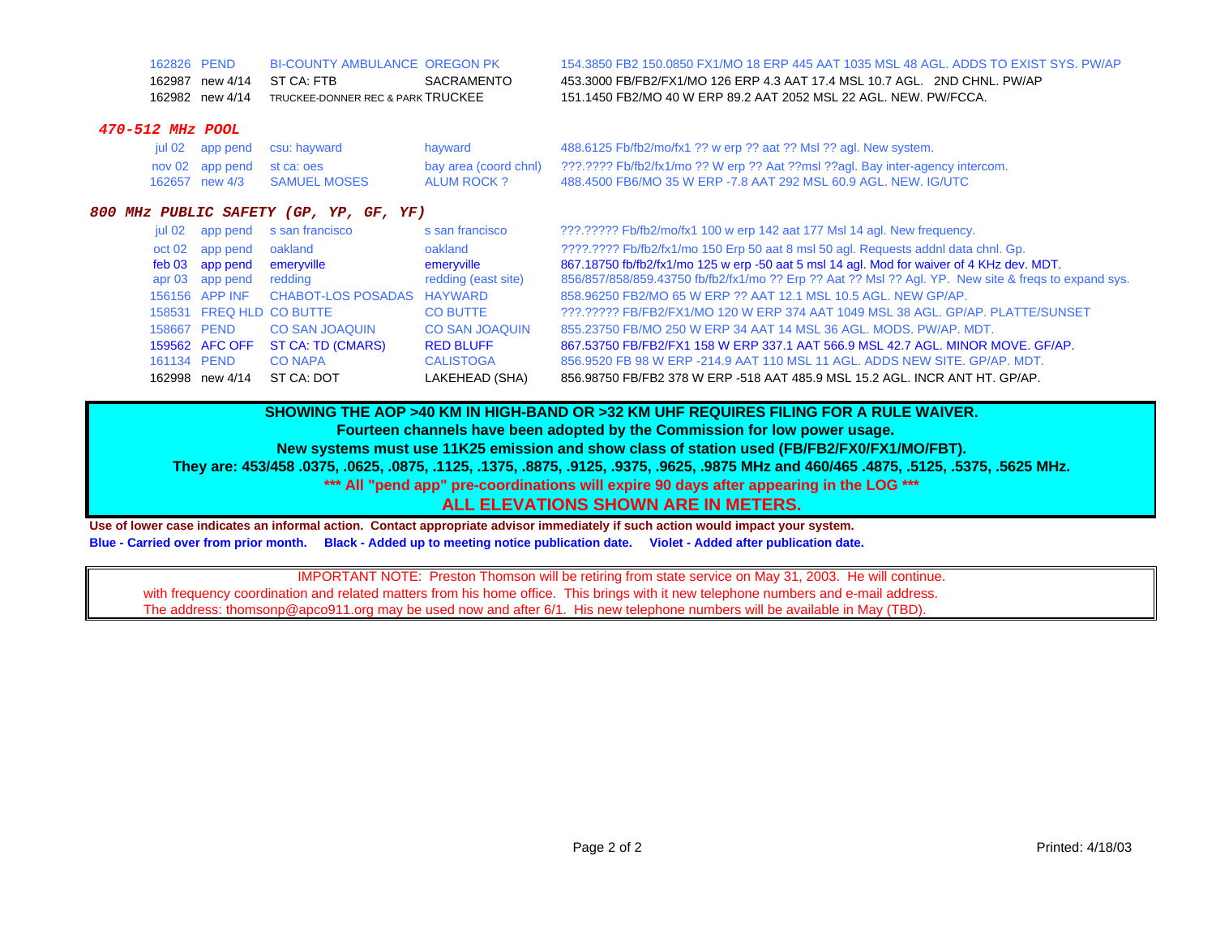| | | | | |
|---|---|---|---|---|
| 162826 | PEND | BI-COUNTY AMBULANCE | OREGON PK | 154.3850 FB2 150.0850 FX1/MO 18 ERP 445 AAT 1035 MSL 48 AGL. ADDS TO EXIST SYS. PW/AP |
| 162987 | new 4/14 | ST CA: FTB | SACRAMENTO | 453.3000 FB/FB2/FX1/MO 126 ERP 4.3 AAT 17.4 MSL 10.7 AGL. 2ND CHNL. PW/AP |
| 162982 | new 4/14 | TRUCKEE-DONNER REC & PARK | TRUCKEE | 151.1450 FB2/MO 40 W ERP 89.2 AAT 2052 MSL 22 AGL. NEW. PW/FCCA. |

## *470-512 MHz POOL*

| | | | | |
|---|---|---|---|---|
| jul 02 | app pend | csu: hayward | hayward | 488.6125 Fb/fb2/mo/fx1 ?? w erp ?? aat ?? Msl ?? agl. New system. |
| nov 02 | app pend | st ca: oes | bay area (coord chnl) | ???.???? Fb/fb2/fx1/mo ?? W erp ?? Aat ??msl ??agl. Bay inter-agency intercom. |
| 162657 | new 4/3 | SAMUEL MOSES | ALUM ROCK ? | 488.4500 FB6/MO 35 W ERP -7.8 AAT 292 MSL 60.9 AGL. NEW. IG/UTC |

## *800 MHz PUBLIC SAFETY (GP, YP, GF, YF)*

| | | | | |
|---|---|---|---|---|
| jul 02 | app pend | s san francisco | s san francisco | ???.????? Fb/fb2/mo/fx1 100 w erp 142 aat 177 Msl 14 agl. New frequency. |
| oct 02 | app pend | oakland | oakland | ????.???? Fb/fb2/fx1/mo 150 Erp 50 aat 8 msl 50 agl. Requests addnl data chnl. Gp. |
| feb 03 | app pend | emeryville | emeryville | 867.18750 fb/fb2/fx1/mo 125 w erp -50 aat 5 msl 14 agl. Mod for waiver of 4 KHz dev. MDT. |
| apr 03 | app pend | redding | redding (east site) | 856/857/858/859.43750 fb/fb2/fx1/mo ?? Erp ?? Aat ?? Msl ?? Agl. YP. New site & freqs to expand sys. |
| 156156 | APP INF | CHABOT-LOS POSADAS | HAYWARD | 858.96250 FB2/MO 65 W ERP ?? AAT 12.1 MSL 10.5 AGL. NEW GP/AP. |
| 158531 | FREQ HLD | CO BUTTE | CO BUTTE | ???.????? FB/FB2/FX1/MO 120 W ERP 374 AAT 1049 MSL 38 AGL. GP/AP. PLATTE/SUNSET |
| 158667 | PEND | CO SAN JOAQUIN | CO SAN JOAQUIN | 855.23750 FB/MO 250 W ERP 34 AAT 14 MSL 36 AGL. MODS. PW/AP. MDT. |
| 159562 | AFC OFF | ST CA: TD (CMARS) | RED BLUFF | 867.53750 FB/FB2/FX1 158 W ERP 337.1 AAT 566.9 MSL 42.7 AGL. MINOR MOVE. GF/AP. |
| 161134 | PEND | CO NAPA | CALISTOGA | 856.9520 FB 98 W ERP -214.9 AAT 110 MSL 11 AGL. ADDS NEW SITE. GP/AP. MDT. |
| 162998 | new 4/14 | ST CA: DOT | LAKEHEAD (SHA) | 856.98750 FB/FB2 378 W ERP -518 AAT 485.9 MSL 15.2 AGL. INCR ANT HT. GP/AP. |

**SHOWING THE AOP >40 KM IN HIGH-BAND OR >32 KM UHF REQUIRES FILING FOR A RULE WAIVER.**
**Fourteen channels have been adopted by the Commission for low power usage.**
**New systems must use 11K25 emission and show class of station used (FB/FB2/FX0/FX1/MO/FBT).**
**They are: 453/458 .0375, .0625, .0875, .1125, .1375, .8875, .9125, .9375, .9625, .9875 MHz and 460/465 .4875, .5125, .5375, .5625 MHz.**
**\*\*\* All "pend app" pre-coordinations will expire 90 days after appearing in the LOG \*\*\***
**ALL ELEVATIONS SHOWN ARE IN METERS.**

**Use of lower case indicates an informal action. Contact appropriate advisor immediately if such action would impact your system.**
**Blue - Carried over from prior month. Black - Added up to meeting notice publication date. Violet - Added after publication date.**

IMPORTANT NOTE: Preston Thomson will be retiring from state service on May 31, 2003. He will continue.
with frequency coordination and related matters from his home office. This brings with it new telephone numbers and e-mail address.
The address: thomsonp@apco911.org may be used now and after 6/1. His new telephone numbers will be available in May (TBD).

Printed: 4/18/03